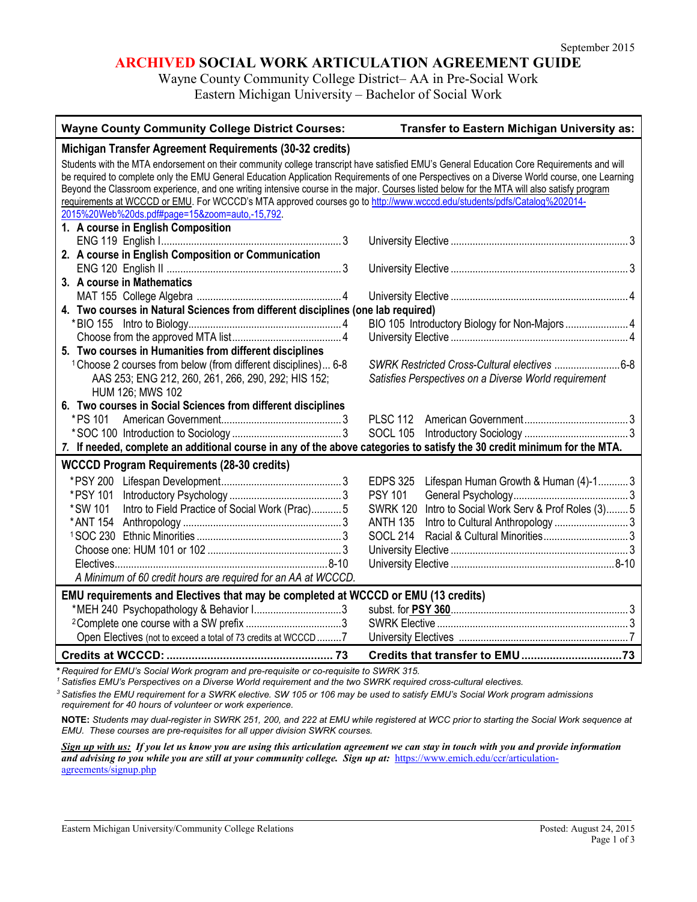September 2015

# ARCHIVED SOCIAL WORK ARTICULATION AGREEMENT GUIDE

Wayne County Community College District– AA in Pre-Social Work
Eastern Michigan University – Bachelor of Social Work

| Wayne County Community College District Courses: | | Transfer to Eastern Michigan University as: | |
|---|---|---|---|
| **Michigan Transfer Agreement Requirements (30-32 credits)** | | | |
| Students with the MTA endorsement on their community college transcript have satisfied EMU's General Education Core Requirements and will be required to complete only the EMU General Education Application Requirements of one Perspectives on a Diverse World course, one Learning Beyond the Classroom experience, and one writing intensive course in the major. Courses listed below for the MTA will also satisfy program requirements at WCCCD or EMU. For WCCCD's MTA approved courses go to http://www.wcccd.edu/students/pdfs/Catalog%202014-2015%20Web%20ds.pdf#page=15&zoom=auto,-15,792. | | | |
| **1. A course in English Composition** | | | |
| ENG 119 English I | 3 | University Elective | 3 |
| **2. A course in English Composition or Communication** | | | |
| ENG 120 English II | 3 | University Elective | 3 |
| **3. A course in Mathematics** | | | |
| MAT 155 College Algebra | 4 | University Elective | 4 |
| **4. Two courses in Natural Sciences from different disciplines (one lab required)** | | | |
| *BIO 155 Intro to Biology | 4 | BIO 105 Introductory Biology for Non-Majors | 4 |
| Choose from the approved MTA list | 4 | University Elective | 4 |
| **5. Two courses in Humanities from different disciplines** | | | |
| [1] Choose 2 courses from below (from different disciplines) AAS 253; ENG 212, 260, 261, 266, 290, 292; HIS 152; HUM 126; MWS 102 | 6-8 | *SWRK Restricted Cross-Cultural electives* *Satisfies Perspectives on a Diverse World requirement* | 6-8 |
| **6. Two courses in Social Sciences from different disciplines** | | | |
| *PS 101 American Government | 3 | PLSC 112 American Government | 3 |
| *SOC 100 Introduction to Sociology | 3 | SOCL 105 Introductory Sociology | 3 |
| ***7. If needed, complete an additional course in any of the above categories to satisfy the 30 credit minimum for the MTA.*** | | | |
| **WCCCD Program Requirements (28-30 credits)** | | | |
| *PSY 200 Lifespan Development | 3 | EDPS 325 Lifespan Human Growth & Human (4)-1 | 3 |
| *PSY 101 Introductory Psychology | 3 | PSY 101 General Psychology | 3 |
| *SW 101 Intro to Field Practice of Social Work (Prac) | 5 | SWRK 120 Intro to Social Work Serv & Prof Roles (3) | 5 |
| *ANT 154 Anthropology | 3 | ANTH 135 Intro to Cultural Anthropology | 3 |
| [1] SOC 230 Ethnic Minorities | 3 | SOCL 214 Racial & Cultural Minorities | 3 |
| Choose one: HUM 101 or 102 | 3 | University Elective | 3 |
| Electives | 8-10 | University Elective | 8-10 |
| *A Minimum of 60 credit hours are required for an AA at WCCCD.* | | | |
| **EMU requirements and Electives that may be completed at WCCCD or EMU (13 credits)** | | | |
| *MEH 240 Psychopathology & Behavior I | 3 | subst. for **PSY 360** | 3 |
| [2] Complete one course with a SW prefix | 3 | SWRK Elective | 3 |
| Open Electives (not to exceed a total of 73 credits at WCCCD) | 7 | University Electives | 7 |
| **Credits at WCCCD:** | **73** | **Credits that transfer to EMU** | **73** |

*\* Required for EMU's Social Work program and pre-requisite or co-requisite to SWRK 315.*
*[1] Satisfies EMU's Perspectives on a Diverse World requirement and the two SWRK required cross-cultural electives.*
*[3] Satisfies the EMU requirement for a SWRK elective. SW 105 or 106 may be used to satisfy EMU's Social Work program admissions requirement for 40 hours of volunteer or work experience.*

**NOTE:** *Students may dual-register in SWRK 251, 200, and 222 at EMU while registered at WCC prior to starting the Social Work sequence at EMU. These courses are pre-requisites for all upper division SWRK courses.*

***Sign up with us:* If you let us know you are using this articulation agreement we can stay in touch with you and provide information and advising to you while you are still at your community college. Sign up at:** https://www.emich.edu/ccr/articulation-agreements/signup.php

Eastern Michigan University/Community College Relations — Posted: August 24, 2015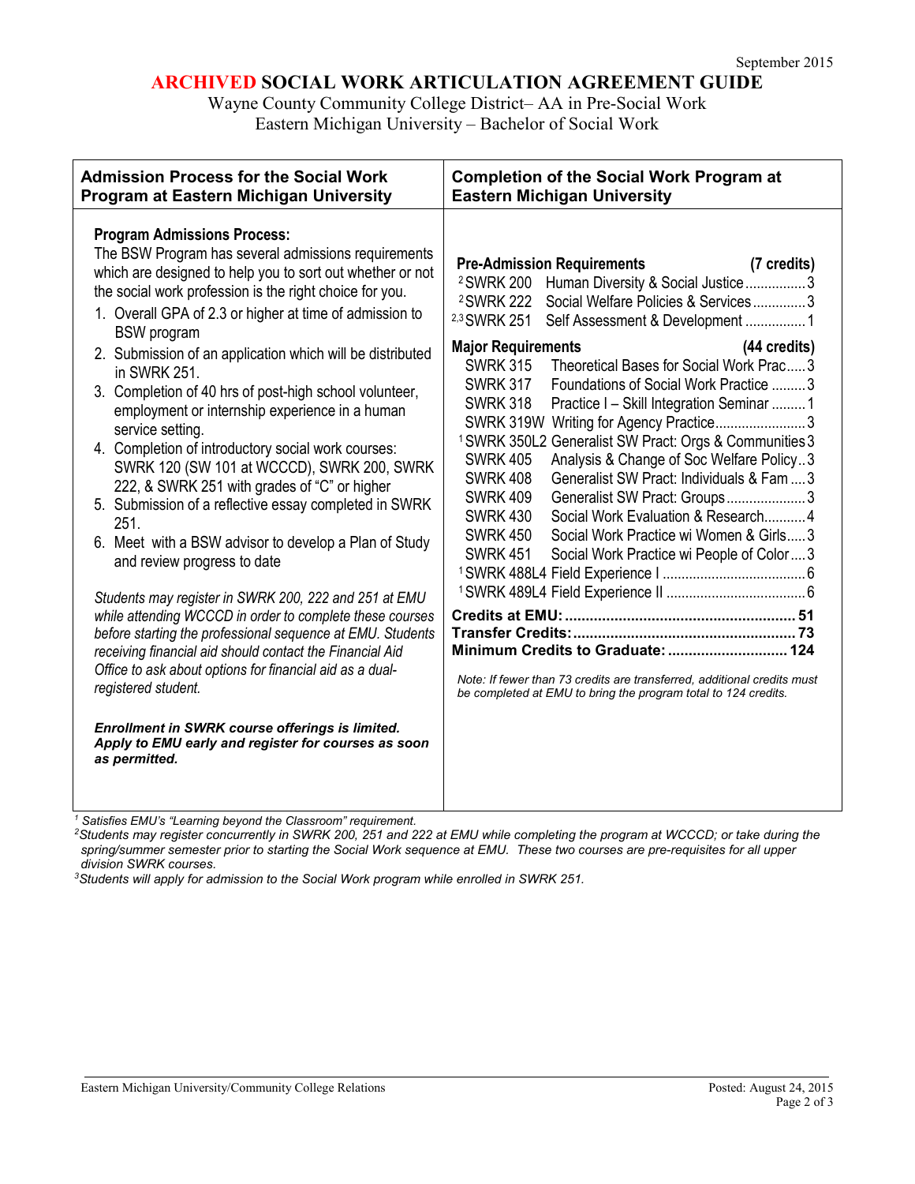September 2015

# ARCHIVED SOCIAL WORK ARTICULATION AGREEMENT GUIDE

Wayne County Community College District– AA in Pre-Social Work
Eastern Michigan University – Bachelor of Social Work

## Admission Process for the Social Work Program at Eastern Michigan University

**Program Admissions Process:**
The BSW Program has several admissions requirements which are designed to help you to sort out whether or not the social work profession is the right choice for you.

1. Overall GPA of 2.3 or higher at time of admission to BSW program
2. Submission of an application which will be distributed in SWRK 251.
3. Completion of 40 hrs of post-high school volunteer, employment or internship experience in a human service setting.
4. Completion of introductory social work courses: SWRK 120 (SW 101 at WCCCD), SWRK 200, SWRK 222, & SWRK 251 with grades of "C" or higher
5. Submission of a reflective essay completed in SWRK 251.
6. Meet with a BSW advisor to develop a Plan of Study and review progress to date

*Students may register in SWRK 200, 222 and 251 at EMU while attending WCCCD in order to complete these courses before starting the professional sequence at EMU. Students receiving financial aid should contact the Financial Aid Office to ask about options for financial aid as a dual-registered student.*

***Enrollment in SWRK course offerings is limited. Apply to EMU early and register for courses as soon as permitted.***

## Completion of the Social Work Program at Eastern Michigan University

**Pre-Admission Requirements (7 credits)**

| Course | Title | Credits |
|---|---|---|
| [2]SWRK 200 | Human Diversity & Social Justice | 3 |
| [2]SWRK 222 | Social Welfare Policies & Services | 3 |
| [2,3]SWRK 251 | Self Assessment & Development | 1 |

**Major Requirements (44 credits)**

| Course | Title | Credits |
|---|---|---|
| SWRK 315 | Theoretical Bases for Social Work Prac | 3 |
| SWRK 317 | Foundations of Social Work Practice | 3 |
| SWRK 318 | Practice I – Skill Integration Seminar | 1 |
| SWRK 319W | Writing for Agency Practice | 3 |
| [1]SWRK 350L2 | Generalist SW Pract: Orgs & Communities | 3 |
| SWRK 405 | Analysis & Change of Soc Welfare Policy | 3 |
| SWRK 408 | Generalist SW Pract: Individuals & Fam | 3 |
| SWRK 409 | Generalist SW Pract: Groups | 3 |
| SWRK 430 | Social Work Evaluation & Research | 4 |
| SWRK 450 | Social Work Practice wi Women & Girls | 3 |
| SWRK 451 | Social Work Practice wi People of Color | 3 |
| [1]SWRK 488L4 | Field Experience I | 6 |
| [1]SWRK 489L4 | Field Experience II | 6 |

**Credits at EMU: 51**
**Transfer Credits: 73**
**Minimum Credits to Graduate: 124**

*Note: If fewer than 73 credits are transferred, additional credits must be completed at EMU to bring the program total to 124 credits.*

---

[1] *Satisfies EMU's "Learning beyond the Classroom" requirement.*

[2] *Students may register concurrently in SWRK 200, 251 and 222 at EMU while completing the program at WCCCD; or take during the spring/summer semester prior to starting the Social Work sequence at EMU. These two courses are pre-requisites for all upper division SWRK courses.*

[3] *Students will apply for admission to the Social Work program while enrolled in SWRK 251.*

Eastern Michigan University/Community College Relations — Posted: August 24, 2015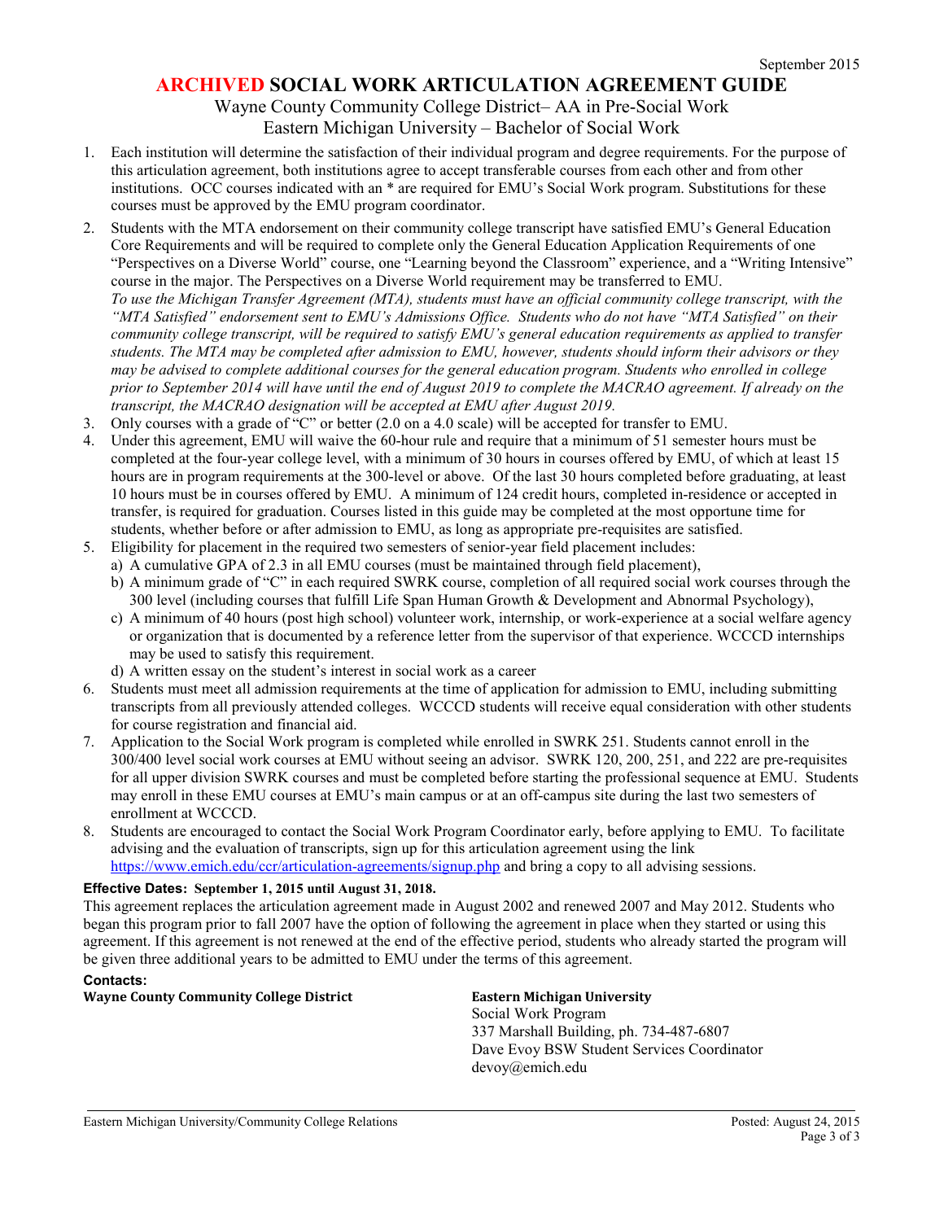September 2015

# ARCHIVED SOCIAL WORK ARTICULATION AGREEMENT GUIDE

Wayne County Community College District– AA in Pre-Social Work
Eastern Michigan University – Bachelor of Social Work

1. Each institution will determine the satisfaction of their individual program and degree requirements. For the purpose of this articulation agreement, both institutions agree to accept transferable courses from each other and from other institutions. OCC courses indicated with an * are required for EMU's Social Work program. Substitutions for these courses must be approved by the EMU program coordinator.
2. Students with the MTA endorsement on their community college transcript have satisfied EMU's General Education Core Requirements and will be required to complete only the General Education Application Requirements of one "Perspectives on a Diverse World" course, one "Learning beyond the Classroom" experience, and a "Writing Intensive" course in the major. The Perspectives on a Diverse World requirement may be transferred to EMU.
*To use the Michigan Transfer Agreement (MTA), students must have an official community college transcript, with the "MTA Satisfied" endorsement sent to EMU's Admissions Office. Students who do not have "MTA Satisfied" on their community college transcript, will be required to satisfy EMU's general education requirements as applied to transfer students. The MTA may be completed after admission to EMU, however, students should inform their advisors or they may be advised to complete additional courses for the general education program. Students who enrolled in college prior to September 2014 will have until the end of August 2019 to complete the MACRAO agreement. If already on the transcript, the MACRAO designation will be accepted at EMU after August 2019.*
3. Only courses with a grade of "C" or better (2.0 on a 4.0 scale) will be accepted for transfer to EMU.
4. Under this agreement, EMU will waive the 60-hour rule and require that a minimum of 51 semester hours must be completed at the four-year college level, with a minimum of 30 hours in courses offered by EMU, of which at least 15 hours are in program requirements at the 300-level or above. Of the last 30 hours completed before graduating, at least 10 hours must be in courses offered by EMU. A minimum of 124 credit hours, completed in-residence or accepted in transfer, is required for graduation. Courses listed in this guide may be completed at the most opportune time for students, whether before or after admission to EMU, as long as appropriate pre-requisites are satisfied.
5. Eligibility for placement in the required two semesters of senior-year field placement includes:
   a) A cumulative GPA of 2.3 in all EMU courses (must be maintained through field placement),
   b) A minimum grade of "C" in each required SWRK course, completion of all required social work courses through the 300 level (including courses that fulfill Life Span Human Growth & Development and Abnormal Psychology),
   c) A minimum of 40 hours (post high school) volunteer work, internship, or work-experience at a social welfare agency or organization that is documented by a reference letter from the supervisor of that experience. WCCCD internships may be used to satisfy this requirement.
   d) A written essay on the student's interest in social work as a career
6. Students must meet all admission requirements at the time of application for admission to EMU, including submitting transcripts from all previously attended colleges. WCCCD students will receive equal consideration with other students for course registration and financial aid.
7. Application to the Social Work program is completed while enrolled in SWRK 251. Students cannot enroll in the 300/400 level social work courses at EMU without seeing an advisor. SWRK 120, 200, 251, and 222 are pre-requisites for all upper division SWRK courses and must be completed before starting the professional sequence at EMU. Students may enroll in these EMU courses at EMU's main campus or at an off-campus site during the last two semesters of enrollment at WCCCD.
8. Students are encouraged to contact the Social Work Program Coordinator early, before applying to EMU. To facilitate advising and the evaluation of transcripts, sign up for this articulation agreement using the link https://www.emich.edu/ccr/articulation-agreements/signup.php and bring a copy to all advising sessions.

**Effective Dates: September 1, 2015 until August 31, 2018.**

This agreement replaces the articulation agreement made in August 2002 and renewed 2007 and May 2012. Students who began this program prior to fall 2007 have the option of following the agreement in place when they started or using this agreement. If this agreement is not renewed at the end of the effective period, students who already started the program will be given three additional years to be admitted to EMU under the terms of this agreement.

**Contacts:**

**Wayne County Community College District**

**Eastern Michigan University**
Social Work Program
337 Marshall Building, ph. 734-487-6807
Dave Evoy BSW Student Services Coordinator
devoy@emich.edu

Eastern Michigan University/Community College Relations — Posted: August 24, 2015